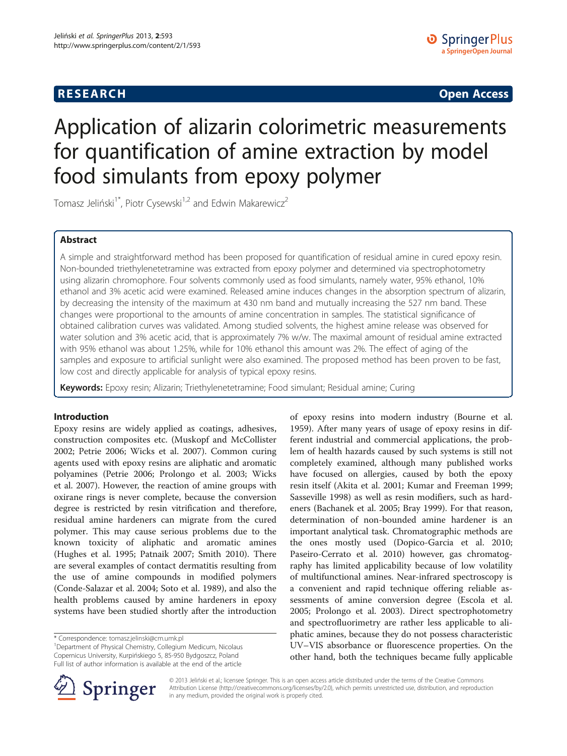RESEARCH Open Access

# Application of alizarin colorimetric measurements for quantification of amine extraction by model food simulants from epoxy polymer

Tomasz Jeliński[1*], Piotr Cysewski[1,2] and Edwin Makarewicz[2]

## Abstract

A simple and straightforward method has been proposed for quantification of residual amine in cured epoxy resin. Non-bounded triethylenetetramine was extracted from epoxy polymer and determined via spectrophotometry using alizarin chromophore. Four solvents commonly used as food simulants, namely water, 95% ethanol, 10% ethanol and 3% acetic acid were examined. Released amine induces changes in the absorption spectrum of alizarin, by decreasing the intensity of the maximum at 430 nm band and mutually increasing the 527 nm band. These changes were proportional to the amounts of amine concentration in samples. The statistical significance of obtained calibration curves was validated. Among studied solvents, the highest amine release was observed for water solution and 3% acetic acid, that is approximately 7% w/w. The maximal amount of residual amine extracted with 95% ethanol was about 1.25%, while for 10% ethanol this amount was 2%. The effect of aging of the samples and exposure to artificial sunlight were also examined. The proposed method has been proven to be fast, low cost and directly applicable for analysis of typical epoxy resins.

**Keywords:** Epoxy resin; Alizarin; Triethylenetetramine; Food simulant; Residual amine; Curing

## Introduction

Epoxy resins are widely applied as coatings, adhesives, construction composites etc. (Muskopf and McCollister 2002; Petrie 2006; Wicks et al. 2007). Common curing agents used with epoxy resins are aliphatic and aromatic polyamines (Petrie 2006; Prolongo et al. 2003; Wicks et al. 2007). However, the reaction of amine groups with oxirane rings is never complete, because the conversion degree is restricted by resin vitrification and therefore, residual amine hardeners can migrate from the cured polymer. This may cause serious problems due to the known toxicity of aliphatic and aromatic amines (Hughes et al. 1995; Patnaik 2007; Smith 2010). There are several examples of contact dermatitis resulting from the use of amine compounds in modified polymers (Conde-Salazar et al. 2004; Soto et al. 1989), and also the health problems caused by amine hardeners in epoxy systems have been studied shortly after the introduction of epoxy resins into modern industry (Bourne et al. 1959). After many years of usage of epoxy resins in different industrial and commercial applications, the problem of health hazards caused by such systems is still not completely examined, although many published works have focused on allergies, caused by both the epoxy resin itself (Akita et al. 2001; Kumar and Freeman 1999; Sasseville 1998) as well as resin modifiers, such as hardeners (Bachanek et al. 2005; Bray 1999). For that reason, determination of non-bounded amine hardener is an important analytical task. Chromatographic methods are the ones mostly used (Dopico-Garcia et al. 2010; Paseiro-Cerrato et al. 2010) however, gas chromatography has limited applicability because of low volatility of multifunctional amines. Near-infrared spectroscopy is a convenient and rapid technique offering reliable assessments of amine conversion degree (Escola et al. 2005; Prolongo et al. 2003). Direct spectrophotometry and spectrofluorimetry are rather less applicable to aliphatic amines, because they do not possess characteristic UV–VIS absorbance or fluorescence properties. On the other hand, both the techniques became fully applicable

\* Correspondence: tomasz.jelinski@cm.umk.pl
[1]Department of Physical Chemistry, Collegium Medicum, Nicolaus Copernicus University, Kurpińskiego 5, 85-950 Bydgoszcz, Poland
Full list of author information is available at the end of the article

© 2013 Jeliński et al.; licensee Springer. This is an open access article distributed under the terms of the Creative Commons Attribution License (http://creativecommons.org/licenses/by/2.0), which permits unrestricted use, distribution, and reproduction in any medium, provided the original work is properly cited.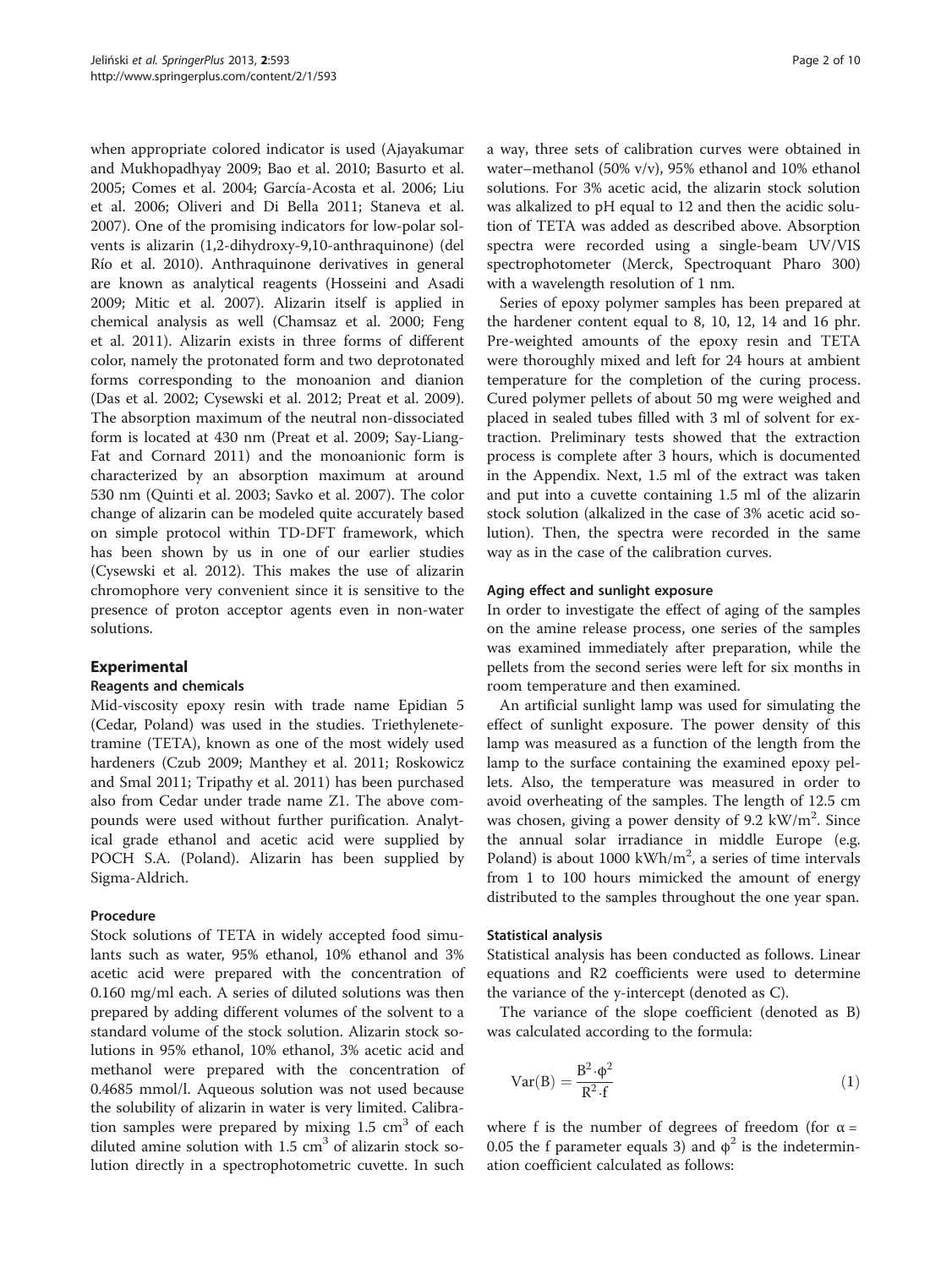when appropriate colored indicator is used (Ajayakumar and Mukhopadhyay 2009; Bao et al. 2010; Basurto et al. 2005; Comes et al. 2004; García-Acosta et al. 2006; Liu et al. 2006; Oliveri and Di Bella 2011; Staneva et al. 2007). One of the promising indicators for low-polar solvents is alizarin (1,2-dihydroxy-9,10-anthraquinone) (del Río et al. 2010). Anthraquinone derivatives in general are known as analytical reagents (Hosseini and Asadi 2009; Mitic et al. 2007). Alizarin itself is applied in chemical analysis as well (Chamsaz et al. 2000; Feng et al. 2011). Alizarin exists in three forms of different color, namely the protonated form and two deprotonated forms corresponding to the monoanion and dianion (Das et al. 2002; Cysewski et al. 2012; Preat et al. 2009). The absorption maximum of the neutral non-dissociated form is located at 430 nm (Preat et al. 2009; Say-Liang-Fat and Cornard 2011) and the monoanionic form is characterized by an absorption maximum at around 530 nm (Quinti et al. 2003; Savko et al. 2007). The color change of alizarin can be modeled quite accurately based on simple protocol within TD-DFT framework, which has been shown by us in one of our earlier studies (Cysewski et al. 2012). This makes the use of alizarin chromophore very convenient since it is sensitive to the presence of proton acceptor agents even in non-water solutions.

## Experimental

### Reagents and chemicals

Mid-viscosity epoxy resin with trade name Epidian 5 (Cedar, Poland) was used in the studies. Triethylenetetramine (TETA), known as one of the most widely used hardeners (Czub 2009; Manthey et al. 2011; Roskowicz and Smal 2011; Tripathy et al. 2011) has been purchased also from Cedar under trade name Z1. The above compounds were used without further purification. Analytical grade ethanol and acetic acid were supplied by POCH S.A. (Poland). Alizarin has been supplied by Sigma-Aldrich.

### Procedure

Stock solutions of TETA in widely accepted food simulants such as water, 95% ethanol, 10% ethanol and 3% acetic acid were prepared with the concentration of 0.160 mg/ml each. A series of diluted solutions was then prepared by adding different volumes of the solvent to a standard volume of the stock solution. Alizarin stock solutions in 95% ethanol, 10% ethanol, 3% acetic acid and methanol were prepared with the concentration of 0.4685 mmol/l. Aqueous solution was not used because the solubility of alizarin in water is very limited. Calibration samples were prepared by mixing 1.5 $cm^3$ of each diluted amine solution with 1.5 $cm^3$ of alizarin stock solution directly in a spectrophotometric cuvette. In such a way, three sets of calibration curves were obtained in water–methanol (50% v/v), 95% ethanol and 10% ethanol solutions. For 3% acetic acid, the alizarin stock solution was alkalized to pH equal to 12 and then the acidic solution of TETA was added as described above. Absorption spectra were recorded using a single-beam UV/VIS spectrophotometer (Merck, Spectroquant Pharo 300) with a wavelength resolution of 1 nm.

Series of epoxy polymer samples has been prepared at the hardener content equal to 8, 10, 12, 14 and 16 phr. Pre-weighted amounts of the epoxy resin and TETA were thoroughly mixed and left for 24 hours at ambient temperature for the completion of the curing process. Cured polymer pellets of about 50 mg were weighed and placed in sealed tubes filled with 3 ml of solvent for extraction. Preliminary tests showed that the extraction process is complete after 3 hours, which is documented in the Appendix. Next, 1.5 ml of the extract was taken and put into a cuvette containing 1.5 ml of the alizarin stock solution (alkalized in the case of 3% acetic acid solution). Then, the spectra were recorded in the same way as in the case of the calibration curves.

### Aging effect and sunlight exposure

In order to investigate the effect of aging of the samples on the amine release process, one series of the samples was examined immediately after preparation, while the pellets from the second series were left for six months in room temperature and then examined.

An artificial sunlight lamp was used for simulating the effect of sunlight exposure. The power density of this lamp was measured as a function of the length from the lamp to the surface containing the examined epoxy pellets. Also, the temperature was measured in order to avoid overheating of the samples. The length of 12.5 cm was chosen, giving a power density of 9.2 $kW/m^2$. Since the annual solar irradiance in middle Europe (e.g. Poland) is about 1000 $kWh/m^2$, a series of time intervals from 1 to 100 hours mimicked the amount of energy distributed to the samples throughout the one year span.

### Statistical analysis

Statistical analysis has been conducted as follows. Linear equations and R2 coefficients were used to determine the variance of the y-intercept (denoted as C).

The variance of the slope coefficient (denoted as B) was calculated according to the formula:

$$\mathrm{Var(B)} = \frac{\mathrm{B}^2 \cdot \phi^2}{\mathrm{R}^2 \cdot \mathrm{f}} \tag{1}$$

where f is the number of degrees of freedom (for $\alpha = 0.05$ the f parameter equals 3) and $\phi^2$ is the indetermination coefficient calculated as follows: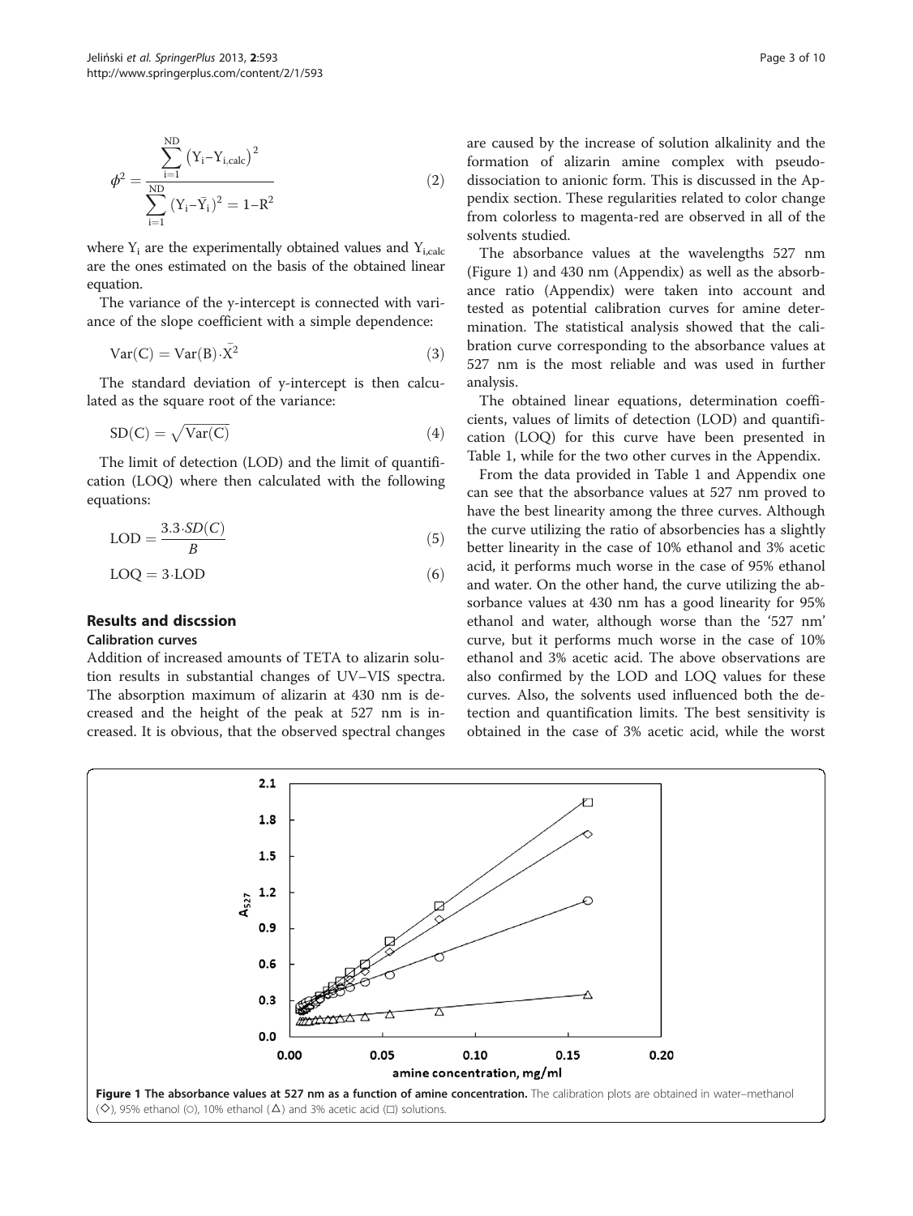$$\phi^2 = \frac{\sum_{i=1}^{ND} \left(Y_i - Y_{i,calc}\right)^2}{\sum_{i=1}^{ND} \left(Y_i - \bar{Y}_i\right)^2} = 1 - R^2 \tag{2}$$

where $Y_i$ are the experimentally obtained values and $Y_{i,calc}$ are the ones estimated on the basis of the obtained linear equation.

The variance of the y-intercept is connected with variance of the slope coefficient with a simple dependence:

$$\text{Var}(C) = \text{Var}(B) \cdot \bar{X}^2 \tag{3}$$

The standard deviation of y-intercept is then calculated as the square root of the variance:

$$\text{SD}(C) = \sqrt{\text{Var}(C)} \tag{4}$$

The limit of detection (LOD) and the limit of quantification (LOQ) where then calculated with the following equations:

$$\text{LOD} = \frac{3.3 \cdot SD(C)}{B} \tag{5}$$

$$\text{LOQ} = 3 \cdot \text{LOD} \tag{6}$$

## Results and discssion

### Calibration curves

Addition of increased amounts of TETA to alizarin solution results in substantial changes of UV–VIS spectra. The absorption maximum of alizarin at 430 nm is decreased and the height of the peak at 527 nm is increased. It is obvious, that the observed spectral changes are caused by the increase of solution alkalinity and the formation of alizarin amine complex with pseudo-dissociation to anionic form. This is discussed in the Appendix section. These regularities related to color change from colorless to magenta-red are observed in all of the solvents studied.

The absorbance values at the wavelengths 527 nm (Figure 1) and 430 nm (Appendix) as well as the absorbance ratio (Appendix) were taken into account and tested as potential calibration curves for amine determination. The statistical analysis showed that the calibration curve corresponding to the absorbance values at 527 nm is the most reliable and was used in further analysis.

The obtained linear equations, determination coefficients, values of limits of detection (LOD) and quantification (LOQ) for this curve have been presented in Table 1, while for the two other curves in the Appendix.

From the data provided in Table 1 and Appendix one can see that the absorbance values at 527 nm proved to have the best linearity among the three curves. Although the curve utilizing the ratio of absorbencies has a slightly better linearity in the case of 10% ethanol and 3% acetic acid, it performs much worse in the case of 95% ethanol and water. On the other hand, the curve utilizing the absorbance values at 430 nm has a good linearity for 95% ethanol and water, although worse than the '527 nm' curve, but it performs much worse in the case of 10% ethanol and 3% acetic acid. The above observations are also confirmed by the LOD and LOQ values for these curves. Also, the solvents used influenced both the detection and quantification limits. The best sensitivity is obtained in the case of 3% acetic acid, while the worst

**Figure 1 The absorbance values at 527 nm as a function of amine concentration.** The calibration plots are obtained in water–methanol (◇), 95% ethanol (○), 10% ethanol (△) and 3% acetic acid (□) solutions.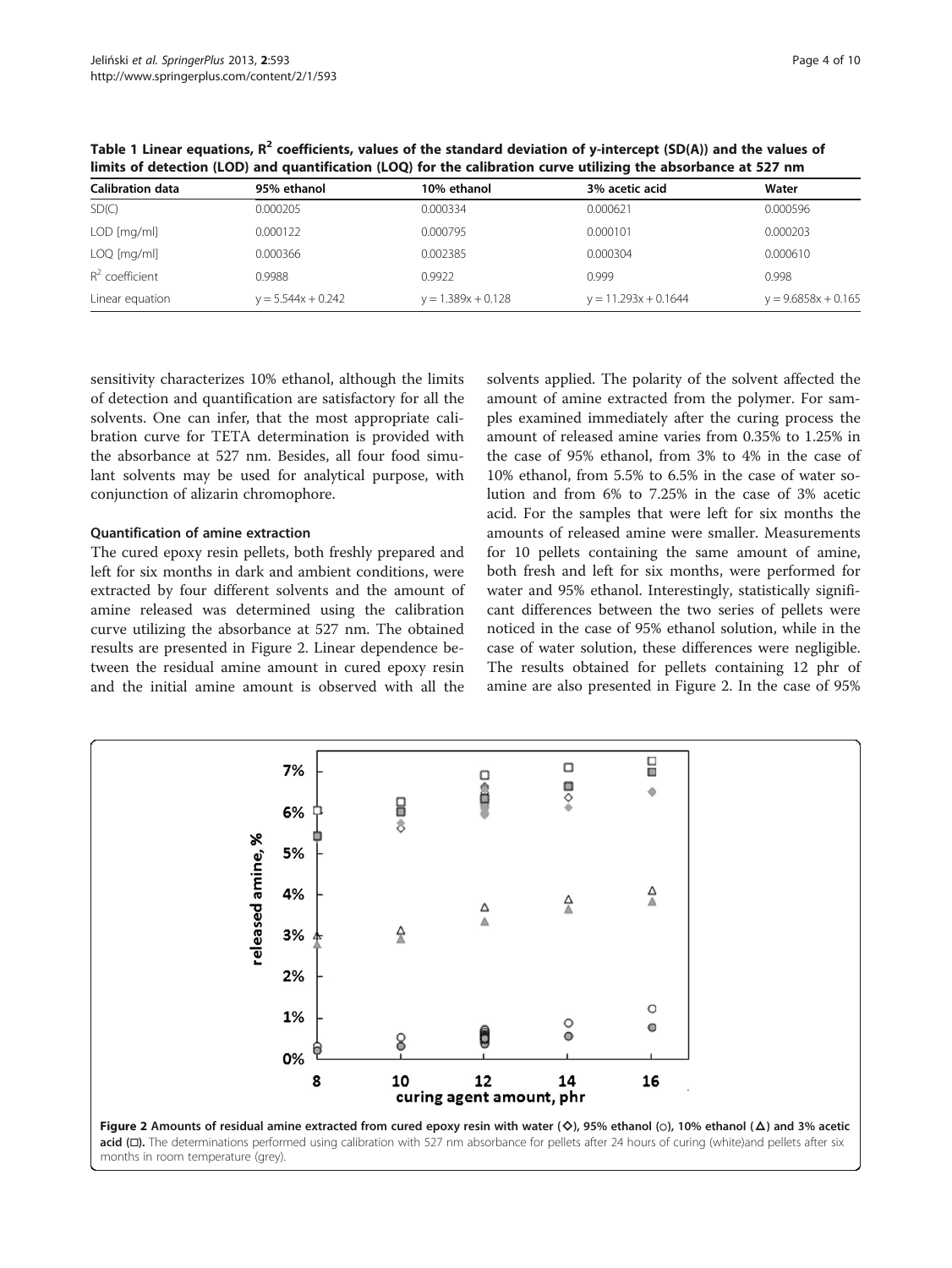**Table 1 Linear equations, $R^2$ coefficients, values of the standard deviation of y-intercept (SD(A)) and the values of limits of detection (LOD) and quantification (LOQ) for the calibration curve utilizing the absorbance at 527 nm**

| Calibration data | 95% ethanol | 10% ethanol | 3% acetic acid | Water |
|---|---|---|---|---|
| SD(C) | 0.000205 | 0.000334 | 0.000621 | 0.000596 |
| LOD [mg/ml] | 0.000122 | 0.000795 | 0.000101 | 0.000203 |
| LOQ [mg/ml] | 0.000366 | 0.002385 | 0.000304 | 0.000610 |
| $R^2$ coefficient | 0.9988 | 0.9922 | 0.999 | 0.998 |
| Linear equation | $y = 5.544x + 0.242$ | $y = 1.389x + 0.128$ | $y = 11.293x + 0.1644$ | $y = 9.6858x + 0.165$ |

sensitivity characterizes 10% ethanol, although the limits of detection and quantification are satisfactory for all the solvents. One can infer, that the most appropriate calibration curve for TETA determination is provided with the absorbance at 527 nm. Besides, all four food simulant solvents may be used for analytical purpose, with conjunction of alizarin chromophore.

### Quantification of amine extraction

The cured epoxy resin pellets, both freshly prepared and left for six months in dark and ambient conditions, were extracted by four different solvents and the amount of amine released was determined using the calibration curve utilizing the absorbance at 527 nm. The obtained results are presented in Figure 2. Linear dependence between the residual amine amount in cured epoxy resin and the initial amine amount is observed with all the solvents applied. The polarity of the solvent affected the amount of amine extracted from the polymer. For samples examined immediately after the curing process the amount of released amine varies from 0.35% to 1.25% in the case of 95% ethanol, from 3% to 4% in the case of 10% ethanol, from 5.5% to 6.5% in the case of water solution and from 6% to 7.25% in the case of 3% acetic acid. For the samples that were left for six months the amounts of released amine were smaller. Measurements for 10 pellets containing the same amount of amine, both fresh and left for six months, were performed for water and 95% ethanol. Interestingly, statistically significant differences between the two series of pellets were noticed in the case of 95% ethanol solution, while in the case of water solution, these differences were negligible. The results obtained for pellets containing 12 phr of amine are also presented in Figure 2. In the case of 95%

**Figure 2 Amounts of residual amine extracted from cured epoxy resin with water (◇), 95% ethanol (○), 10% ethanol (Δ) and 3% acetic acid (□).** The determinations performed using calibration with 527 nm absorbance for pellets after 24 hours of curing (white)and pellets after six months in room temperature (grey).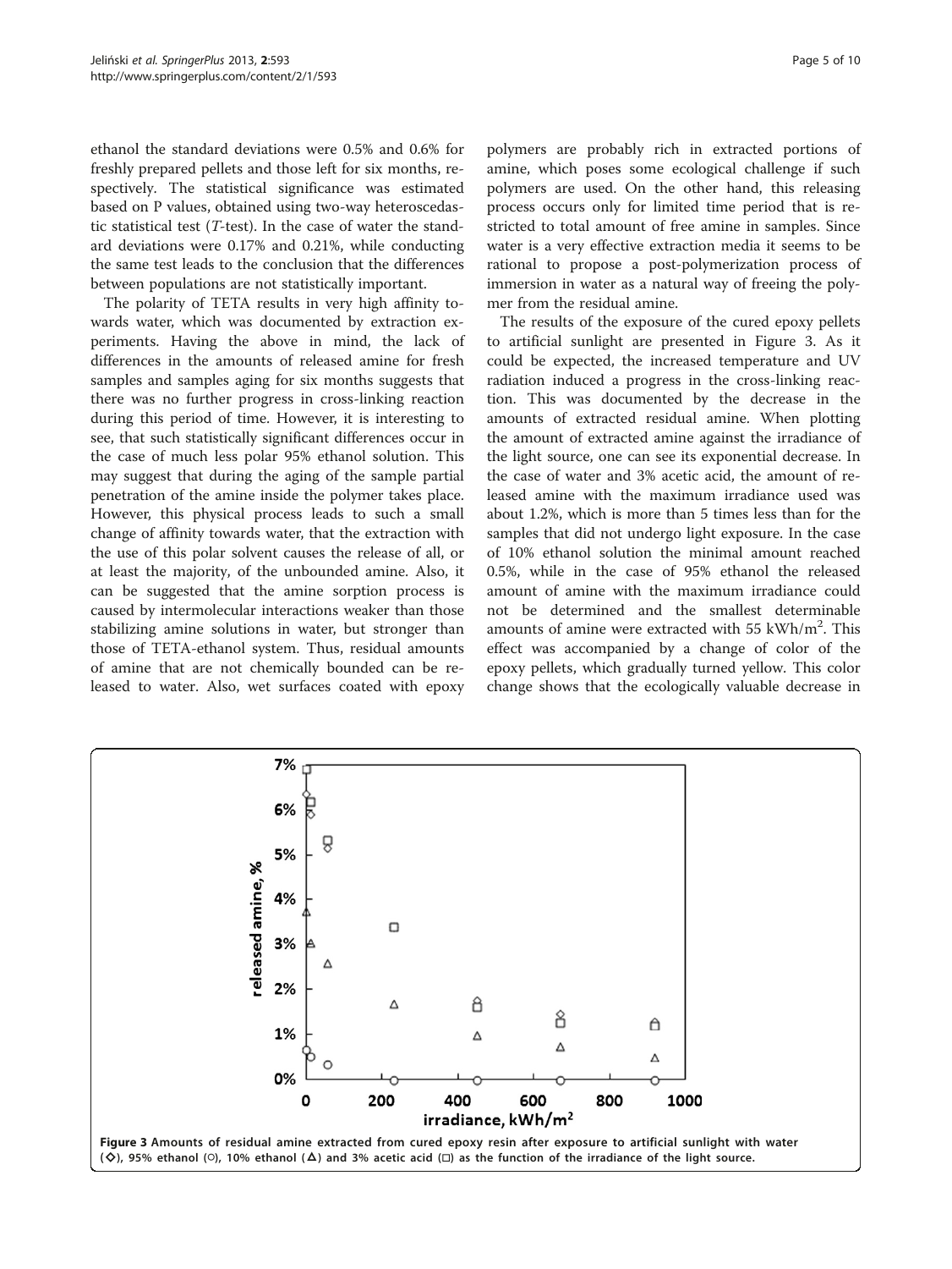ethanol the standard deviations were 0.5% and 0.6% for freshly prepared pellets and those left for six months, respectively. The statistical significance was estimated based on P values, obtained using two-way heteroscedastic statistical test (*T*-test). In the case of water the standard deviations were 0.17% and 0.21%, while conducting the same test leads to the conclusion that the differences between populations are not statistically important.

The polarity of TETA results in very high affinity towards water, which was documented by extraction experiments. Having the above in mind, the lack of differences in the amounts of released amine for fresh samples and samples aging for six months suggests that there was no further progress in cross-linking reaction during this period of time. However, it is interesting to see, that such statistically significant differences occur in the case of much less polar 95% ethanol solution. This may suggest that during the aging of the sample partial penetration of the amine inside the polymer takes place. However, this physical process leads to such a small change of affinity towards water, that the extraction with the use of this polar solvent causes the release of all, or at least the majority, of the unbounded amine. Also, it can be suggested that the amine sorption process is caused by intermolecular interactions weaker than those stabilizing amine solutions in water, but stronger than those of TETA-ethanol system. Thus, residual amounts of amine that are not chemically bounded can be released to water. Also, wet surfaces coated with epoxy polymers are probably rich in extracted portions of amine, which poses some ecological challenge if such polymers are used. On the other hand, this releasing process occurs only for limited time period that is restricted to total amount of free amine in samples. Since water is a very effective extraction media it seems to be rational to propose a post-polymerization process of immersion in water as a natural way of freeing the polymer from the residual amine.

The results of the exposure of the cured epoxy pellets to artificial sunlight are presented in Figure 3. As it could be expected, the increased temperature and UV radiation induced a progress in the cross-linking reaction. This was documented by the decrease in the amounts of extracted residual amine. When plotting the amount of extracted amine against the irradiance of the light source, one can see its exponential decrease. In the case of water and 3% acetic acid, the amount of released amine with the maximum irradiance used was about 1.2%, which is more than 5 times less than for the samples that did not undergo light exposure. In the case of 10% ethanol solution the minimal amount reached 0.5%, while in the case of 95% ethanol the released amount of amine with the maximum irradiance could not be determined and the smallest determinable amounts of amine were extracted with 55 $kWh/m^2$. This effect was accompanied by a change of color of the epoxy pellets, which gradually turned yellow. This color change shows that the ecologically valuable decrease in

**Figure 3** Amounts of residual amine extracted from cured epoxy resin after exposure to artificial sunlight with water (◇), 95% ethanol (○), 10% ethanol (△) and 3% acetic acid (□) as the function of the irradiance of the light source.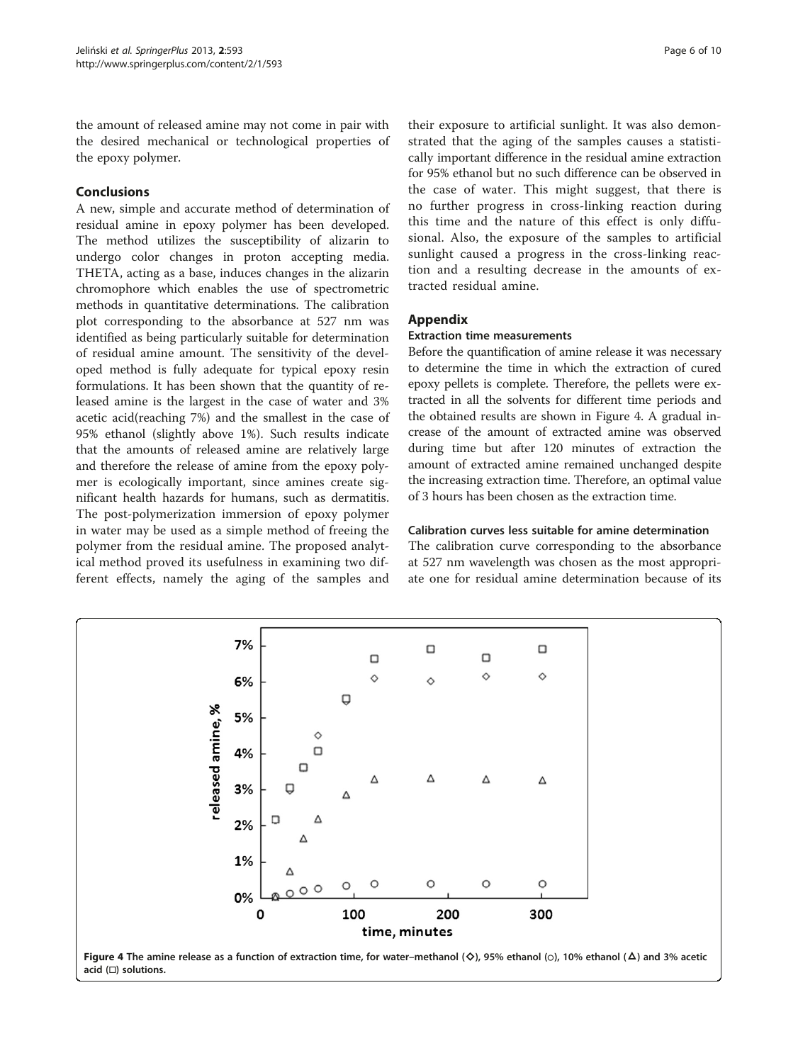the amount of released amine may not come in pair with the desired mechanical or technological properties of the epoxy polymer.

## Conclusions

A new, simple and accurate method of determination of residual amine in epoxy polymer has been developed. The method utilizes the susceptibility of alizarin to undergo color changes in proton accepting media. THETA, acting as a base, induces changes in the alizarin chromophore which enables the use of spectrometric methods in quantitative determinations. The calibration plot corresponding to the absorbance at 527 nm was identified as being particularly suitable for determination of residual amine amount. The sensitivity of the developed method is fully adequate for typical epoxy resin formulations. It has been shown that the quantity of released amine is the largest in the case of water and 3% acetic acid(reaching 7%) and the smallest in the case of 95% ethanol (slightly above 1%). Such results indicate that the amounts of released amine are relatively large and therefore the release of amine from the epoxy polymer is ecologically important, since amines create significant health hazards for humans, such as dermatitis. The post-polymerization immersion of epoxy polymer in water may be used as a simple method of freeing the polymer from the residual amine. The proposed analytical method proved its usefulness in examining two different effects, namely the aging of the samples and their exposure to artificial sunlight. It was also demonstrated that the aging of the samples causes a statistically important difference in the residual amine extraction for 95% ethanol but no such difference can be observed in the case of water. This might suggest, that there is no further progress in cross-linking reaction during this time and the nature of this effect is only diffusional. Also, the exposure of the samples to artificial sunlight caused a progress in the cross-linking reaction and a resulting decrease in the amounts of extracted residual amine.

## Appendix

### Extraction time measurements

Before the quantification of amine release it was necessary to determine the time in which the extraction of cured epoxy pellets is complete. Therefore, the pellets were extracted in all the solvents for different time periods and the obtained results are shown in Figure 4. A gradual increase of the amount of extracted amine was observed during time but after 120 minutes of extraction the amount of extracted amine remained unchanged despite the increasing extraction time. Therefore, an optimal value of 3 hours has been chosen as the extraction time.

### Calibration curves less suitable for amine determination

The calibration curve corresponding to the absorbance at 527 nm wavelength was chosen as the most appropriate one for residual amine determination because of its

**Figure 4** The amine release as a function of extraction time, for water–methanol (◇), 95% ethanol (○), 10% ethanol (△) and 3% acetic acid (□) solutions.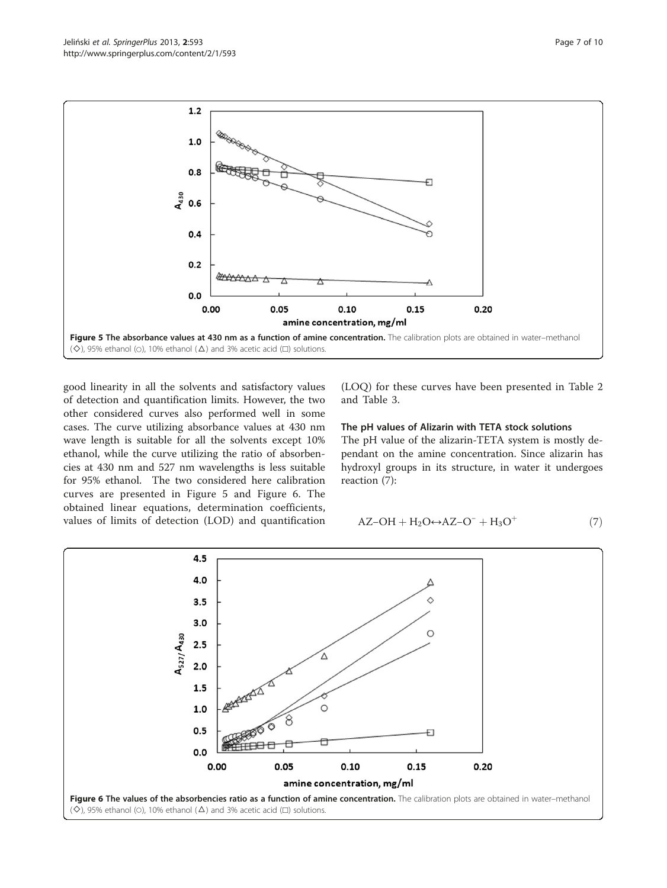Figure 5 The absorbance values at 430 nm as a function of amine concentration. The calibration plots are obtained in water–methanol (◇), 95% ethanol (○), 10% ethanol (△) and 3% acetic acid (□) solutions.

good linearity in all the solvents and satisfactory values of detection and quantification limits. However, the two other considered curves also performed well in some cases. The curve utilizing absorbance values at 430 nm wave length is suitable for all the solvents except 10% ethanol, while the curve utilizing the ratio of absorbencies at 430 nm and 527 nm wavelengths is less suitable for 95% ethanol. The two considered here calibration curves are presented in Figure 5 and Figure 6. The obtained linear equations, determination coefficients, values of limits of detection (LOD) and quantification (LOQ) for these curves have been presented in Table 2 and Table 3.

### The pH values of Alizarin with TETA stock solutions

The pH value of the alizarin-TETA system is mostly dependant on the amine concentration. Since alizarin has hydroxyl groups in its structure, in water it undergoes reaction (7):

$$AZ\text{–}OH + H_2O \leftrightarrow AZ\text{–}O^- + H_3O^+ \quad (7)$$

Figure 6 The values of the absorbencies ratio as a function of amine concentration. The calibration plots are obtained in water–methanol (◇), 95% ethanol (○), 10% ethanol (△) and 3% acetic acid (□) solutions.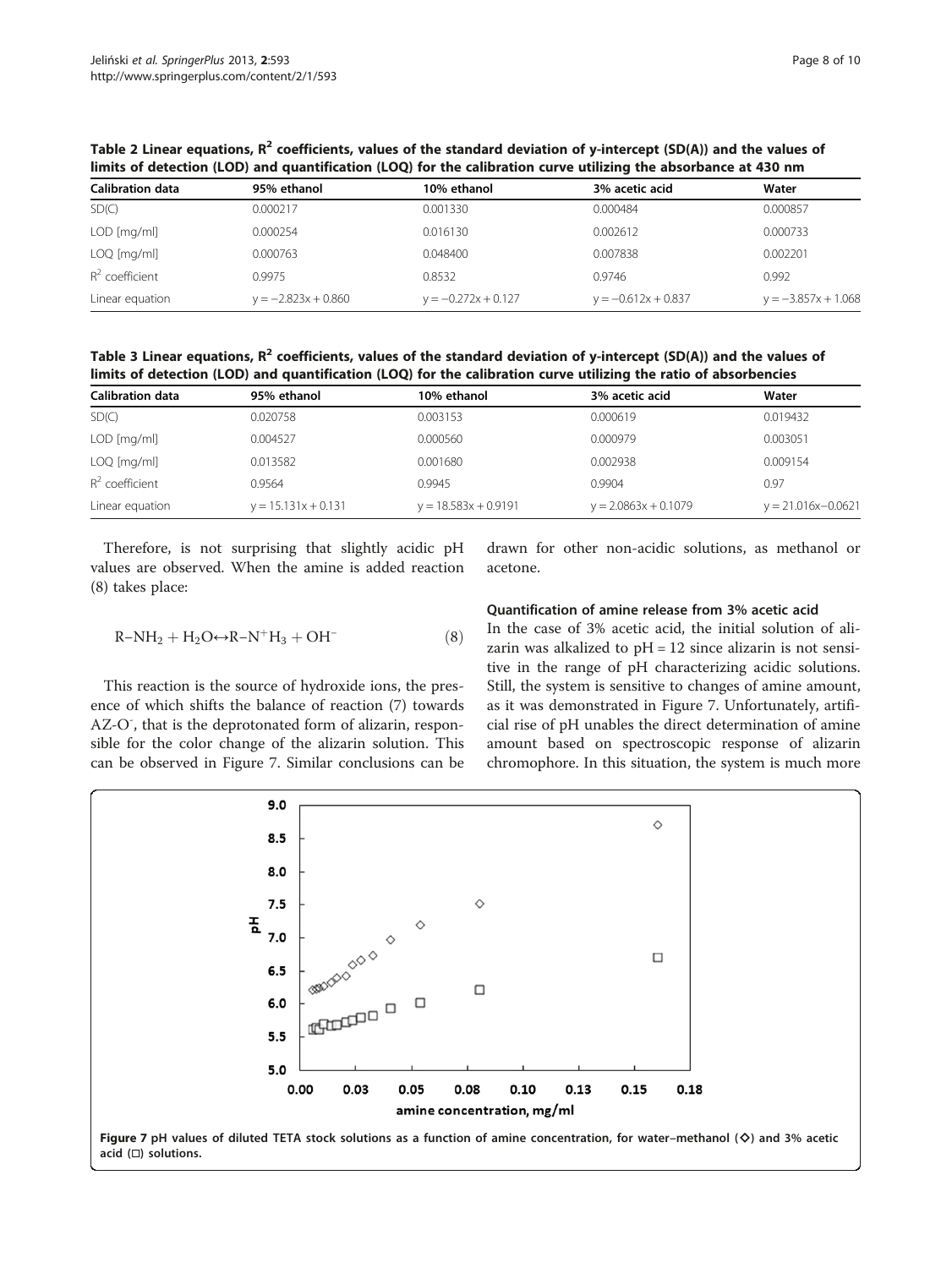**Table 2 Linear equations, $R^2$ coefficients, values of the standard deviation of y-intercept (SD(A)) and the values of limits of detection (LOD) and quantification (LOQ) for the calibration curve utilizing the absorbance at 430 nm**

| Calibration data | 95% ethanol | 10% ethanol | 3% acetic acid | Water |
|---|---|---|---|---|
| SD(C) | 0.000217 | 0.001330 | 0.000484 | 0.000857 |
| LOD [mg/ml] | 0.000254 | 0.016130 | 0.002612 | 0.000733 |
| LOQ [mg/ml] | 0.000763 | 0.048400 | 0.007838 | 0.002201 |
| $R^2$ coefficient | 0.9975 | 0.8532 | 0.9746 | 0.992 |
| Linear equation | $y = -2.823x + 0.860$ | $y = -0.272x + 0.127$ | $y = -0.612x + 0.837$ | $y = -3.857x + 1.068$ |

**Table 3 Linear equations, $R^2$ coefficients, values of the standard deviation of y-intercept (SD(A)) and the values of limits of detection (LOD) and quantification (LOQ) for the calibration curve utilizing the ratio of absorbencies**

| Calibration data | 95% ethanol | 10% ethanol | 3% acetic acid | Water |
|---|---|---|---|---|
| SD(C) | 0.020758 | 0.003153 | 0.000619 | 0.019432 |
| LOD [mg/ml] | 0.004527 | 0.000560 | 0.000979 | 0.003051 |
| LOQ [mg/ml] | 0.013582 | 0.001680 | 0.002938 | 0.009154 |
| $R^2$ coefficient | 0.9564 | 0.9945 | 0.9904 | 0.97 |
| Linear equation | $y = 15.131x + 0.131$ | $y = 18.583x + 0.9191$ | $y = 2.0863x + 0.1079$ | $y = 21.016x - 0.0621$ |

Therefore, is not surprising that slightly acidic pH values are observed. When the amine is added reaction (8) takes place:

$$R{-}NH_2 + H_2O \leftrightarrow R{-}N^+H_3 + OH^- \quad (8)$$

This reaction is the source of hydroxide ions, the presence of which shifts the balance of reaction (7) towards AZ-$O^-$, that is the deprotonated form of alizarin, responsible for the color change of the alizarin solution. This can be observed in Figure 7. Similar conclusions can be drawn for other non-acidic solutions, as methanol or acetone.

### Quantification of amine release from 3% acetic acid

In the case of 3% acetic acid, the initial solution of alizarin was alkalized to pH = 12 since alizarin is not sensitive in the range of pH characterizing acidic solutions. Still, the system is sensitive to changes of amine amount, as it was demonstrated in Figure 7. Unfortunately, artificial rise of pH unables the direct determination of amine amount based on spectroscopic response of alizarin chromophore. In this situation, the system is much more

**Figure 7** pH values of diluted TETA stock solutions as a function of amine concentration, for water–methanol (◇) and 3% acetic acid (□) solutions.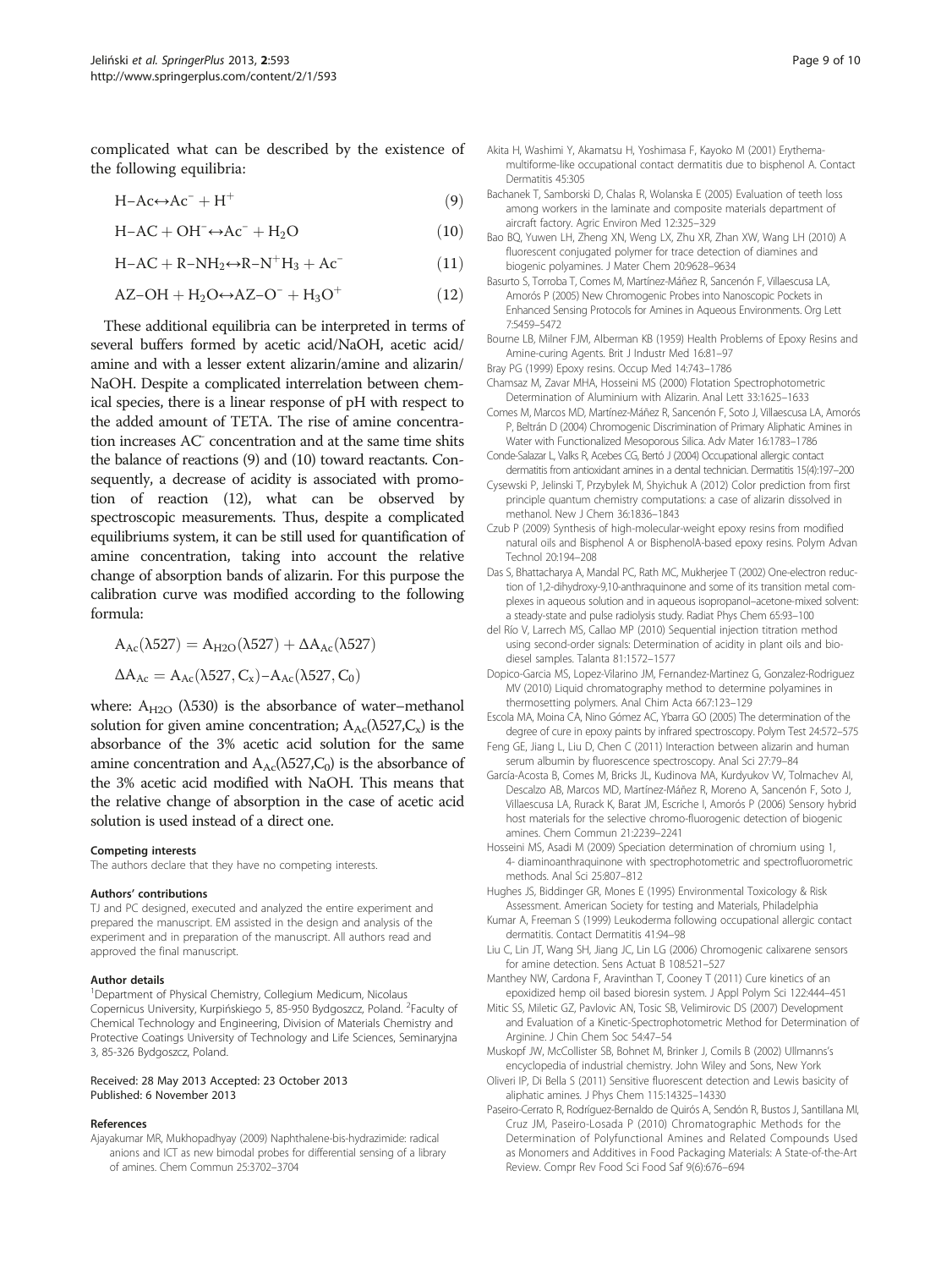complicated what can be described by the existence of the following equilibria:

$$H{-}Ac \leftrightarrow Ac^- + H^+ \tag{9}$$

$$H{-}AC + OH^- \leftrightarrow Ac^- + H_2O \tag{10}$$

$$H{-}AC + R{-}NH_2 \leftrightarrow R{-}N^+H_3 + Ac^- \tag{11}$$

$$AZ{-}OH + H_2O \leftrightarrow AZ{-}O^- + H_3O^+ \tag{12}$$

These additional equilibria can be interpreted in terms of several buffers formed by acetic acid/NaOH, acetic acid/amine and with a lesser extent alizarin/amine and alizarin/NaOH. Despite a complicated interrelation between chemical species, there is a linear response of pH with respect to the added amount of TETA. The rise of amine concentration increases $AC^-$ concentration and at the same time shits the balance of reactions (9) and (10) toward reactants. Consequently, a decrease of acidity is associated with promotion of reaction (12), what can be observed by spectroscopic measurements. Thus, despite a complicated equilibriums system, it can be still used for quantification of amine concentration, taking into account the relative change of absorption bands of alizarin. For this purpose the calibration curve was modified according to the following formula:

$$A_{Ac}(\lambda527) = A_{H2O}(\lambda527) + \Delta A_{Ac}(\lambda527)$$

$$\Delta A_{Ac} = A_{Ac}(\lambda527, C_x) - A_{Ac}(\lambda527, C_0)$$

where: $A_{H2O}$ ($\lambda$530) is the absorbance of water–methanol solution for given amine concentration; $A_{Ac}(\lambda527,C_x)$ is the absorbance of the 3% acetic acid solution for the same amine concentration and $A_{Ac}(\lambda527,C_0)$ is the absorbance of the 3% acetic acid modified with NaOH. This means that the relative change of absorption in the case of acetic acid solution is used instead of a direct one.

#### Competing interests

The authors declare that they have no competing interests.

#### Authors' contributions

TJ and PC designed, executed and analyzed the entire experiment and prepared the manuscript. EM assisted in the design and analysis of the experiment and in preparation of the manuscript. All authors read and approved the final manuscript.

#### Author details

[1]Department of Physical Chemistry, Collegium Medicum, Nicolaus Copernicus University, Kurpińskiego 5, 85-950 Bydgoszcz, Poland. [2]Faculty of Chemical Technology and Engineering, Division of Materials Chemistry and Protective Coatings University of Technology and Life Sciences, Seminaryjna 3, 85-326 Bydgoszcz, Poland.

Received: 28 May 2013 Accepted: 23 October 2013
Published: 6 November 2013

#### References

Ajayakumar MR, Mukhopadhyay (2009) Naphthalene-bis-hydrazimide: radical anions and ICT as new bimodal probes for differential sensing of a library of amines. Chem Commun 25:3702–3704

Akita H, Washimi Y, Akamatsu H, Yoshimasa F, Kayoko M (2001) Erythema-multiforme-like occupational contact dermatitis due to bisphenol A. Contact Dermatitis 45:305

Bachanek T, Samborski D, Chalas R, Wolanska E (2005) Evaluation of teeth loss among workers in the laminate and composite materials department of aircraft factory. Agric Environ Med 12:325–329

Bao BQ, Yuwen LH, Zheng XN, Weng LX, Zhu XR, Zhan XW, Wang LH (2010) A fluorescent conjugated polymer for trace detection of diamines and biogenic polyamines. J Mater Chem 20:9628–9634

Basurto S, Torroba T, Comes M, Martínez-Máñez R, Sancenón F, Villaescusa LA, Amorós P (2005) New Chromogenic Probes into Nanoscopic Pockets in Enhanced Sensing Protocols for Amines in Aqueous Environments. Org Lett 7:5459–5472

Bourne LB, Milner FJM, Alberman KB (1959) Health Problems of Epoxy Resins and Amine-curing Agents. Brit J Industr Med 16:81–97

Bray PG (1999) Epoxy resins. Occup Med 14:743–1786

Chamsaz M, Zavar MHA, Hosseini MS (2000) Flotation Spectrophotometric Determination of Aluminium with Alizarin. Anal Lett 33:1625–1633

Comes M, Marcos MD, Martínez-Máñez R, Sancenón F, Soto J, Villaescusa LA, Amorós P, Beltrán D (2004) Chromogenic Discrimination of Primary Aliphatic Amines in Water with Functionalized Mesoporous Silica. Adv Mater 16:1783–1786

Conde-Salazar L, Valks R, Acebes CG, Bertó J (2004) Occupational allergic contact dermatitis from antioxidant amines in a dental technician. Dermatitis 15(4):197–200

Cysewski P, Jelinski T, Przybylek M, Shyichuk A (2012) Color prediction from first principle quantum chemistry computations: a case of alizarin dissolved in methanol. New J Chem 36:1836–1843

Czub P (2009) Synthesis of high-molecular-weight epoxy resins from modified natural oils and Bisphenol A or BisphenolA-based epoxy resins. Polym Advan Technol 20:194–208

Das S, Bhattacharya A, Mandal PC, Rath MC, Mukherjee T (2002) One-electron reduction of 1,2-dihydroxy-9,10-anthraquinone and some of its transition metal complexes in aqueous solution and in aqueous isopropanol–acetone-mixed solvent: a steady-state and pulse radiolysis study. Radiat Phys Chem 65:93–100

del Río V, Larrech MS, Callao MP (2010) Sequential injection titration method using second-order signals: Determination of acidity in plant oils and biodiesel samples. Talanta 81:1572–1577

Dopico-Garcia MS, Lopez-Vilarino JM, Fernandez-Martinez G, Gonzalez-Rodriguez MV (2010) Liquid chromatography method to determine polyamines in thermosetting polymers. Anal Chim Acta 667:123–129

Escola MA, Moina CA, Nino Gómez AC, Ybarra GO (2005) The determination of the degree of cure in epoxy paints by infrared spectroscopy. Polym Test 24:572–575

Feng GE, Jiang L, Liu D, Chen C (2011) Interaction between alizarin and human serum albumin by fluorescence spectroscopy. Anal Sci 27:79–84

García-Acosta B, Comes M, Bricks JL, Kudinova MA, Kurdyukov VV, Tolmachev AI, Descalzo AB, Marcos MD, Martínez-Máñez R, Moreno A, Sancenón F, Soto J, Villaescusa LA, Rurack K, Barat JM, Escriche I, Amorós P (2006) Sensory hybrid host materials for the selective chromo-fluorogenic detection of biogenic amines. Chem Commun 21:2239–2241

Hosseini MS, Asadi M (2009) Speciation determination of chromium using 1, 4- diaminoanthraquinone with spectrophotometric and spectrofluorometric methods. Anal Sci 25:807–812

Hughes JS, Biddinger GR, Mones E (1995) Environmental Toxicology & Risk Assessment. American Society for testing and Materials, Philadelphia

Kumar A, Freeman S (1999) Leukoderma following occupational allergic contact dermatitis. Contact Dermatitis 41:94–98

Liu C, Lin JT, Wang SH, Jiang JC, Lin LG (2006) Chromogenic calixarene sensors for amine detection. Sens Actuat B 108:521–527

Manthey NW, Cardona F, Aravinthan T, Cooney T (2011) Cure kinetics of an epoxidized hemp oil based bioresin system. J Appl Polym Sci 122:444–451

Mitic SS, Miletic GZ, Pavlovic AN, Tosic SB, Velimirovic DS (2007) Development and Evaluation of a Kinetic-Spectrophotometric Method for Determination of Arginine. J Chin Chem Soc 54:47–54

Muskopf JW, McCollister SB, Bohnet M, Brinker J, Comils B (2002) Ullmanns's encyclopedia of industrial chemistry. John Wiley and Sons, New York

Oliveri IP, Di Bella S (2011) Sensitive fluorescent detection and Lewis basicity of aliphatic amines. J Phys Chem 115:14325–14330

Paseiro-Cerrato R, Rodríguez-Bernaldo de Quirós A, Sendón R, Bustos J, Santillana MI, Cruz JM, Paseiro-Losada P (2010) Chromatographic Methods for the Determination of Polyfunctional Amines and Related Compounds Used as Monomers and Additives in Food Packaging Materials: A State-of-the-Art Review. Compr Rev Food Sci Food Saf 9(6):676–694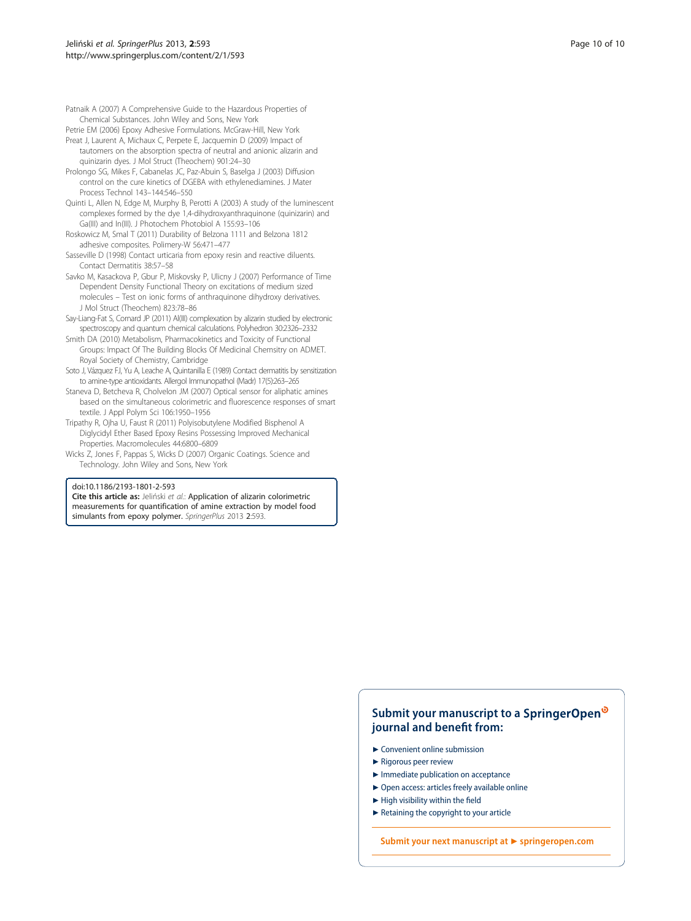Patnaik A (2007) A Comprehensive Guide to the Hazardous Properties of Chemical Substances. John Wiley and Sons, New York

Petrie EM (2006) Epoxy Adhesive Formulations. McGraw-Hill, New York

Preat J, Laurent A, Michaux C, Perpete E, Jacquemin D (2009) Impact of tautomers on the absorption spectra of neutral and anionic alizarin and quinizarin dyes. J Mol Struct (Theochem) 901:24–30

Prolongo SG, Mikes F, Cabanelas JC, Paz-Abuin S, Baselga J (2003) Diffusion control on the cure kinetics of DGEBA with ethylenediamines. J Mater Process Technol 143–144:546–550

Quinti L, Allen N, Edge M, Murphy B, Perotti A (2003) A study of the luminescent complexes formed by the dye 1,4-dihydroxyanthraquinone (quinizarin) and Ga(III) and In(III). J Photochem Photobiol A 155:93–106

Roskowicz M, Smal T (2011) Durability of Belzona 1111 and Belzona 1812 adhesive composites. Polimery-W 56:471–477

Sasseville D (1998) Contact urticaria from epoxy resin and reactive diluents. Contact Dermatitis 38:57–58

Savko M, Kasackova P, Gbur P, Miskovsky P, Ulicny J (2007) Performance of Time Dependent Density Functional Theory on excitations of medium sized molecules – Test on ionic forms of anthraquinone dihydroxy derivatives. J Mol Struct (Theochem) 823:78–86

Say-Liang-Fat S, Cornard JP (2011) Al(III) complexation by alizarin studied by electronic spectroscopy and quantum chemical calculations. Polyhedron 30:2326–2332

Smith DA (2010) Metabolism, Pharmacokinetics and Toxicity of Functional Groups: Impact Of The Building Blocks Of Medicinal Chemsitry on ADMET. Royal Society of Chemistry, Cambridge

Soto J, Vázquez FJ, Yu A, Leache A, Quintanilla E (1989) Contact dermatitis by sensitization to amine-type antioxidants. Allergol Immunopathol (Madr) 17(5):263–265

Staneva D, Betcheva R, Cholvelon JM (2007) Optical sensor for aliphatic amines based on the simultaneous colorimetric and fluorescence responses of smart textile. J Appl Polym Sci 106:1950–1956

Tripathy R, Ojha U, Faust R (2011) Polyisobutylene Modified Bisphenol A Diglycidyl Ether Based Epoxy Resins Possessing Improved Mechanical Properties. Macromolecules 44:6800–6809

Wicks Z, Jones F, Pappas S, Wicks D (2007) Organic Coatings. Science and Technology. John Wiley and Sons, New York

doi:10.1186/2193-1801-2-593

**Cite this article as:** Jeliński *et al.*: Application of alizarin colorimetric measurements for quantification of amine extraction by model food simulants from epoxy polymer. *SpringerPlus* 2013 **2**:593.

**Submit your manuscript to a SpringerOpen journal and benefit from:**

- ► Convenient online submission
- ► Rigorous peer review
- ► Immediate publication on acceptance
- ► Open access: articles freely available online
- ► High visibility within the field
- ► Retaining the copyright to your article

**Submit your next manuscript at ► springeropen.com**